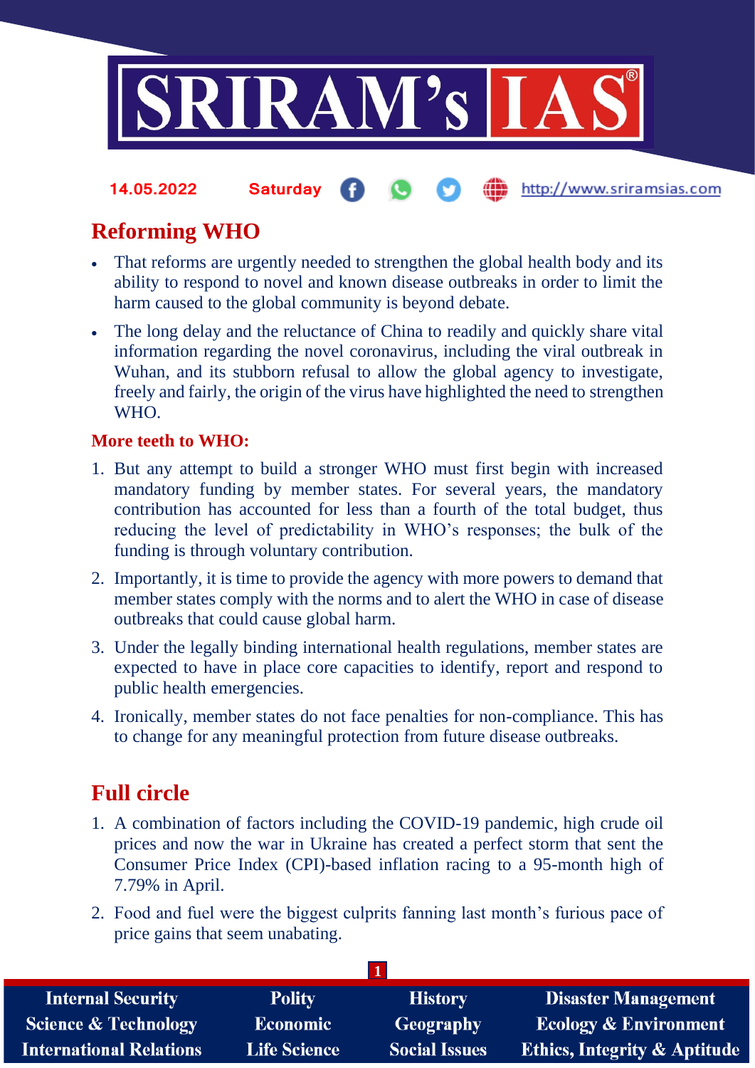14.05.2022 Saturday http://www.sriramsias.com

## Reforming WHO

- That reforms are urgently needed to strengthen the global health body and its ability to respond to novel and known disease outbreaks in order to limit the harm caused to the global community is beyond debate.
- The long delay and the reluctance of China to readily and quickly share vital information regarding the novel coronavirus, including the viral outbreak in Wuhan, and its stubborn refusal to allow the global agency to investigate, freely and fairly, the origin of the virus have highlighted the need to strengthen WHO.

### More teeth to WHO:

1. But any attempt to build a stronger WHO must first begin with increased mandatory funding by member states. For several years, the mandatory contribution has accounted for less than a fourth of the total budget, thus reducing the level of predictability in WHO's responses; the bulk of the funding is through voluntary contribution.
2. Importantly, it is time to provide the agency with more powers to demand that member states comply with the norms and to alert the WHO in case of disease outbreaks that could cause global harm.
3. Under the legally binding international health regulations, member states are expected to have in place core capacities to identify, report and respond to public health emergencies.
4. Ironically, member states do not face penalties for non-compliance. This has to change for any meaningful protection from future disease outbreaks.

## Full circle

1. A combination of factors including the COVID-19 pandemic, high crude oil prices and now the war in Ukraine has created a perfect storm that sent the Consumer Price Index (CPI)-based inflation racing to a 95-month high of 7.79% in April.
2. Food and fuel were the biggest culprits fanning last month's furious pace of price gains that seem unabating.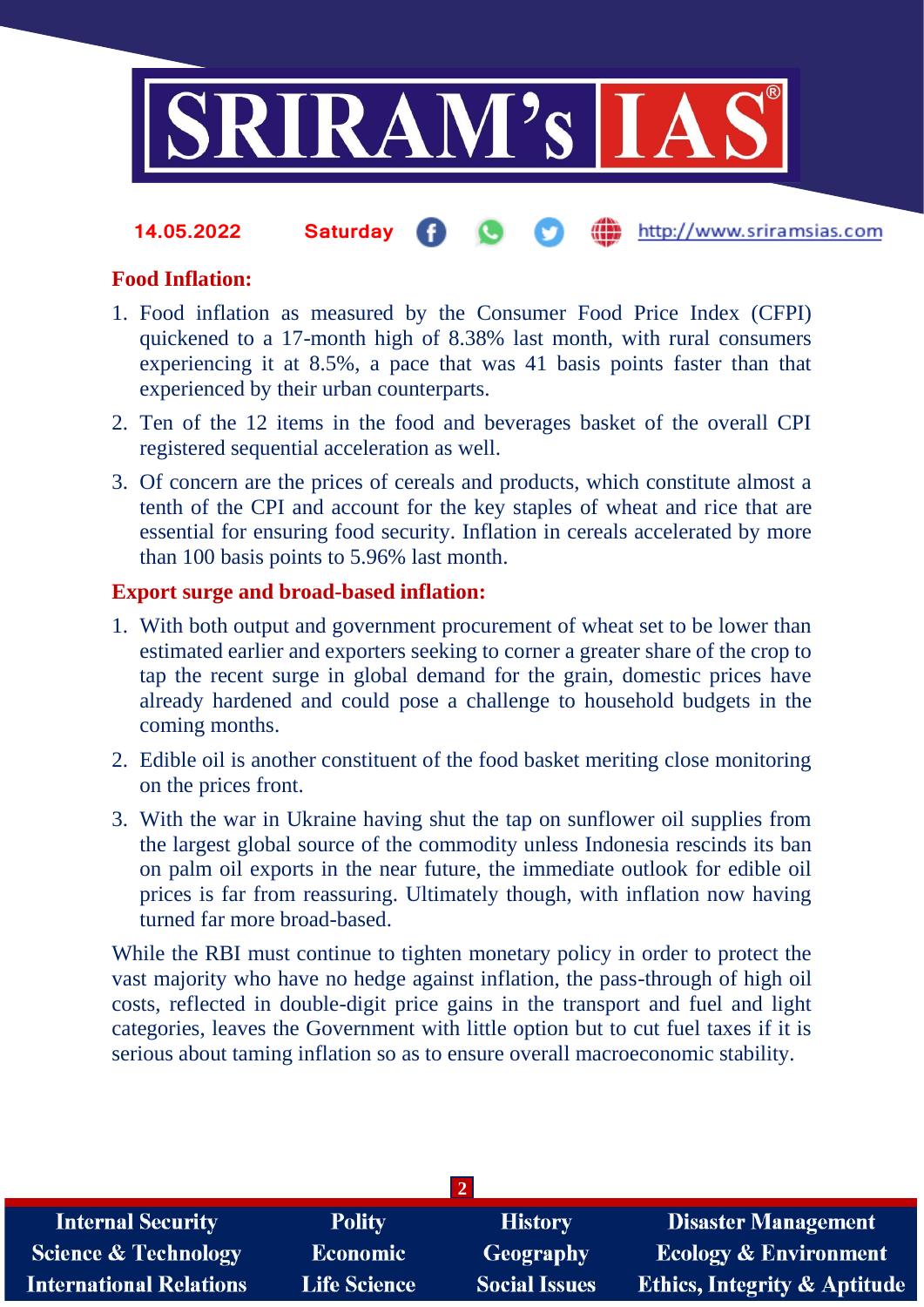## Food Inflation:

1. Food inflation as measured by the Consumer Food Price Index (CFPI) quickened to a 17-month high of 8.38% last month, with rural consumers experiencing it at 8.5%, a pace that was 41 basis points faster than that experienced by their urban counterparts.
2. Ten of the 12 items in the food and beverages basket of the overall CPI registered sequential acceleration as well.
3. Of concern are the prices of cereals and products, which constitute almost a tenth of the CPI and account for the key staples of wheat and rice that are essential for ensuring food security. Inflation in cereals accelerated by more than 100 basis points to 5.96% last month.

## Export surge and broad-based inflation:

1. With both output and government procurement of wheat set to be lower than estimated earlier and exporters seeking to corner a greater share of the crop to tap the recent surge in global demand for the grain, domestic prices have already hardened and could pose a challenge to household budgets in the coming months.
2. Edible oil is another constituent of the food basket meriting close monitoring on the prices front.
3. With the war in Ukraine having shut the tap on sunflower oil supplies from the largest global source of the commodity unless Indonesia rescinds its ban on palm oil exports in the near future, the immediate outlook for edible oil prices is far from reassuring. Ultimately though, with inflation now having turned far more broad-based.

While the RBI must continue to tighten monetary policy in order to protect the vast majority who have no hedge against inflation, the pass-through of high oil costs, reflected in double-digit price gains in the transport and fuel and light categories, leaves the Government with little option but to cut fuel taxes if it is serious about taming inflation so as to ensure overall macroeconomic stability.